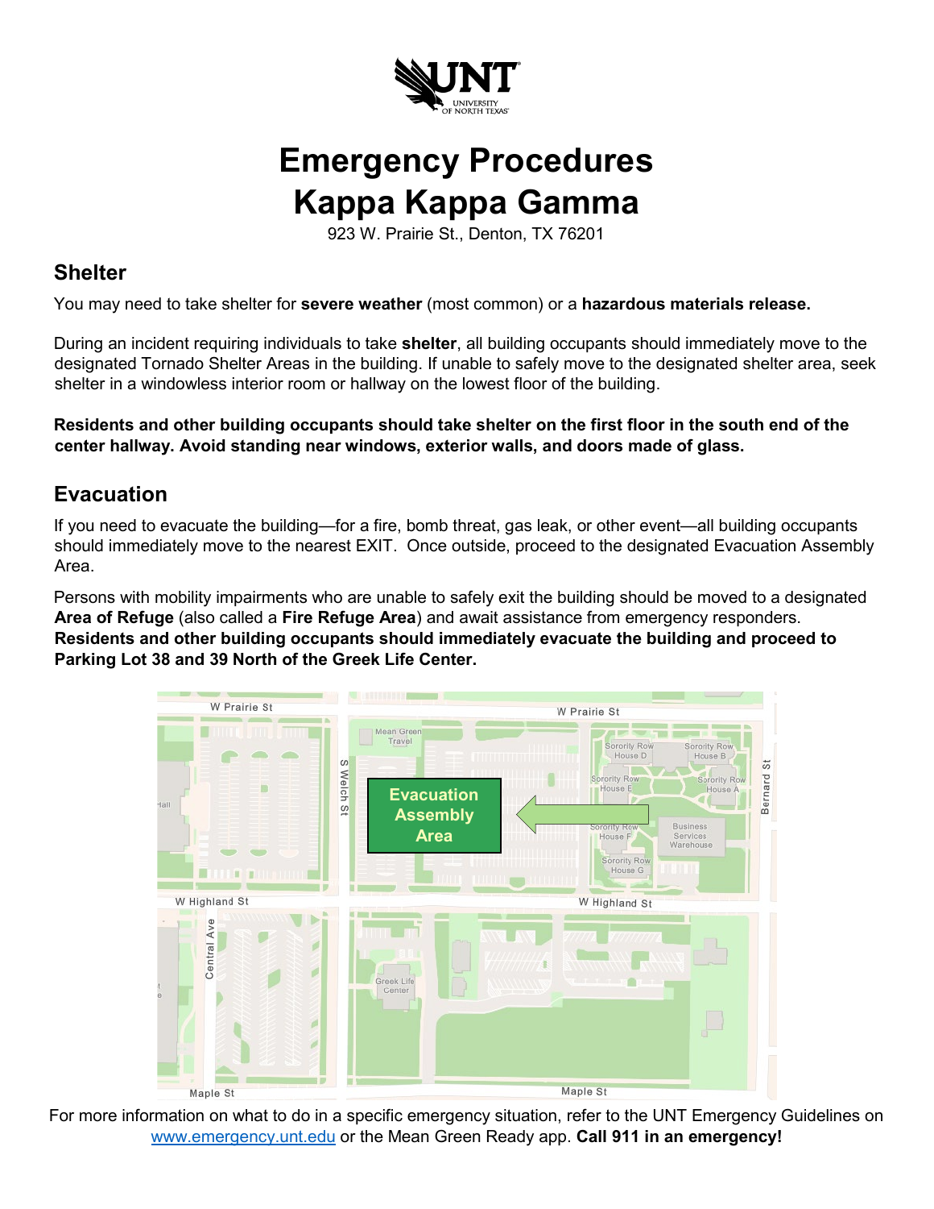# Emergency Procedures
# Kappa Kappa Gamma

923 W. Prairie St., Denton, TX 76201

## Shelter

You may need to take shelter for **severe weather** (most common) or a **hazardous materials release.**

During an incident requiring individuals to take **shelter**, all building occupants should immediately move to the designated Tornado Shelter Areas in the building. If unable to safely move to the designated shelter area, seek shelter in a windowless interior room or hallway on the lowest floor of the building.

**Residents and other building occupants should take shelter on the first floor in the south end of the center hallway. Avoid standing near windows, exterior walls, and doors made of glass.**

## Evacuation

If you need to evacuate the building—for a fire, bomb threat, gas leak, or other event—all building occupants should immediately move to the nearest EXIT. Once outside, proceed to the designated Evacuation Assembly Area.

Persons with mobility impairments who are unable to safely exit the building should be moved to a designated **Area of Refuge** (also called a **Fire Refuge Area**) and await assistance from emergency responders. **Residents and other building occupants should immediately evacuate the building and proceed to Parking Lot 38 and 39 North of the Greek Life Center.**

For more information on what to do in a specific emergency situation, refer to the UNT Emergency Guidelines on www.emergency.unt.edu or the Mean Green Ready app. **Call 911 in an emergency!**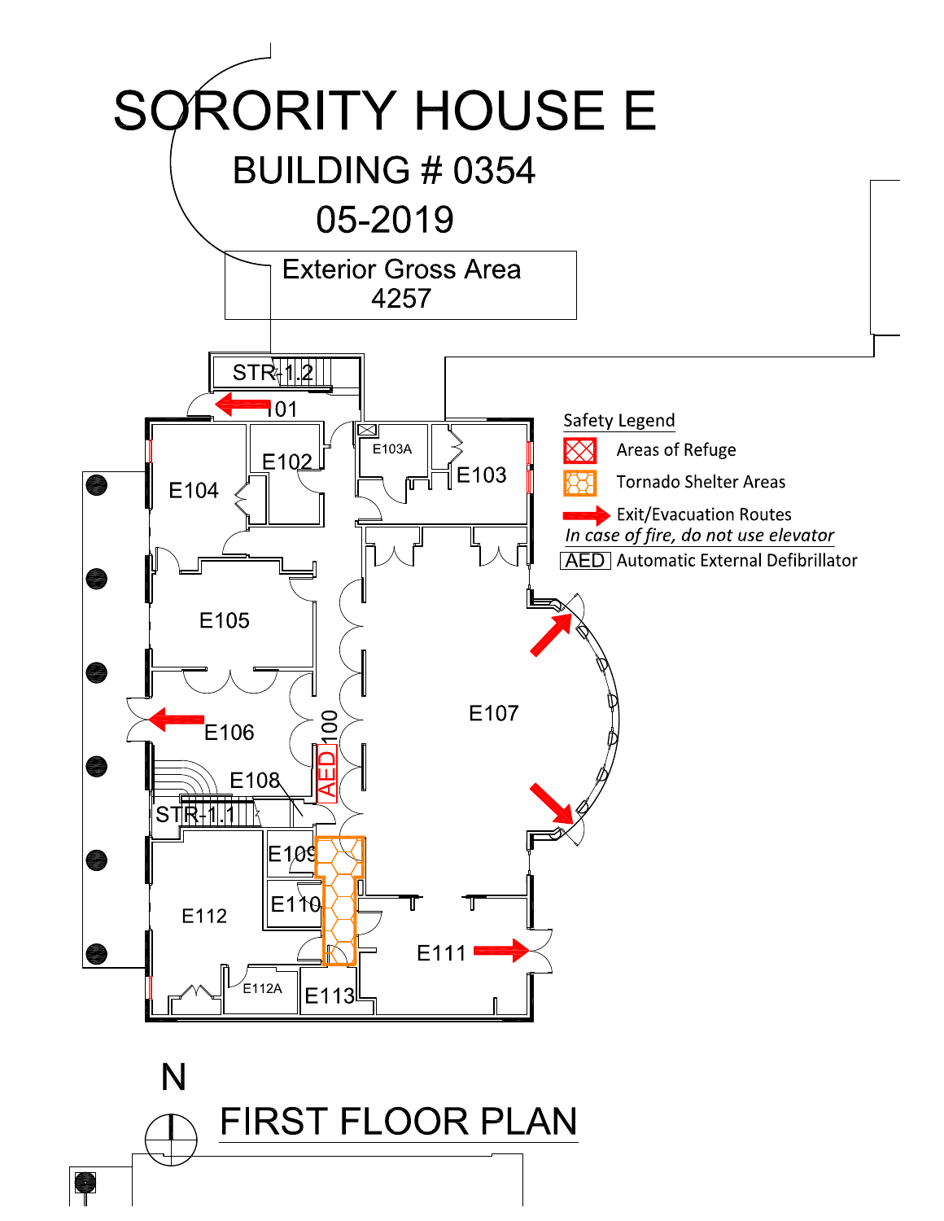# SORORITY HOUSE E

## BUILDING # 0354

## 05-2019

Exterior Gross Area
4257

STR-1.2

101

E104

E102

E103A

E103

E105

E106

100

AED

E107

E108

STR-1.1

E109

E110

E112

E111

E112A

E113

Safety Legend

- Areas of Refuge
- Tornado Shelter Areas
- Exit/Evacuation Routes

*In case of fire, do not use elevator*

AED Automatic External Defibrillator

N

## FIRST FLOOR PLAN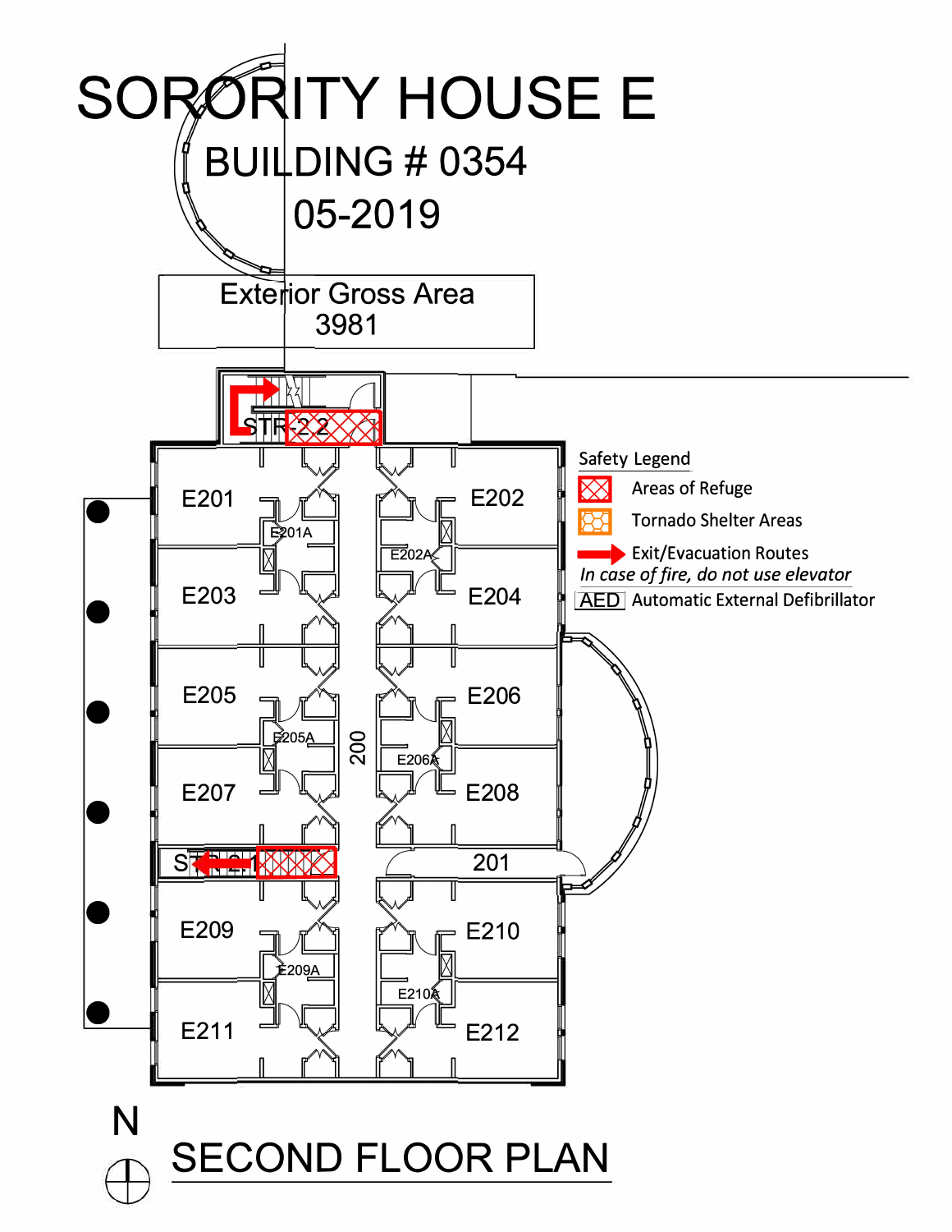# SORORITY HOUSE E

BUILDING # 0354

05-2019

Exterior Gross Area
3981

STR-2.2

E201

E202

E201A

E202A

E203

E204

E205

E206

E205A

200

E206A

E207

E208

STR-2.1

201

E209

E210

E209A

E210A

E211

E212

Safety Legend

Areas of Refuge

Tornado Shelter Areas

Exit/Evacuation Routes

*In case of fire, do not use elevator*

AED Automatic External Defibrillator

N

## SECOND FLOOR PLAN